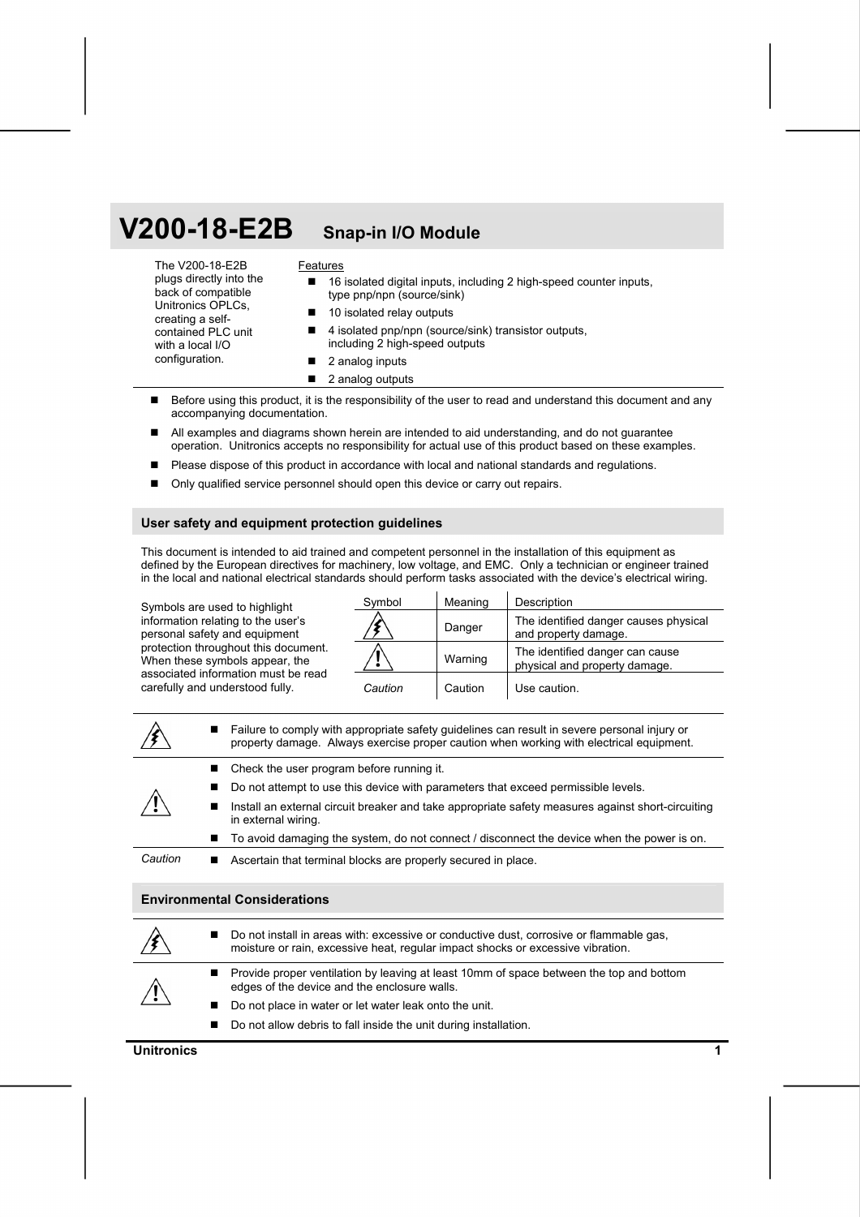# V200-18-E2B Snap-in I/O Module

The V200-18-E2B plugs directly into the back of compatible Unitronics OPLCs, creating a self-contained PLC unit with a local I/O configuration.

Features

- 16 isolated digital inputs, including 2 high-speed counter inputs, type pnp/npn (source/sink)
- 10 isolated relay outputs
- 4 isolated pnp/npn (source/sink) transistor outputs, including 2 high-speed outputs
- 2 analog inputs
- 2 analog outputs

---

- Before using this product, it is the responsibility of the user to read and understand this document and any accompanying documentation.
- All examples and diagrams shown herein are intended to aid understanding, and do not guarantee operation. Unitronics accepts no responsibility for actual use of this product based on these examples.
- Please dispose of this product in accordance with local and national standards and regulations.
- Only qualified service personnel should open this device or carry out repairs.

## User safety and equipment protection guidelines

This document is intended to aid trained and competent personnel in the installation of this equipment as defined by the European directives for machinery, low voltage, and EMC. Only a technician or engineer trained in the local and national electrical standards should perform tasks associated with the device's electrical wiring.

Symbols are used to highlight information relating to the user's personal safety and equipment protection throughout this document. When these symbols appear, the associated information must be read carefully and understood fully.

| Symbol | Meaning | Description |
|---|---|---|
| ⚡ | Danger | The identified danger causes physical and property damage. |
| ⚠ | Warning | The identified danger can cause physical and property damage. |
| *Caution* | Caution | Use caution. |

| | |
|---|---|
| ⚡ | - Failure to comply with appropriate safety guidelines can result in severe personal injury or property damage. Always exercise proper caution when working with electrical equipment. |
| ⚠ | - Check the user program before running it.<br>- Do not attempt to use this device with parameters that exceed permissible levels.<br>- Install an external circuit breaker and take appropriate safety measures against short-circuiting in external wiring.<br>- To avoid damaging the system, do not connect / disconnect the device when the power is on. |
| *Caution* | - Ascertain that terminal blocks are properly secured in place. |

## Environmental Considerations

| | |
|---|---|
| ⚡ | - Do not install in areas with: excessive or conductive dust, corrosive or flammable gas, moisture or rain, excessive heat, regular impact shocks or excessive vibration. |
| ⚠ | - Provide proper ventilation by leaving at least 10mm of space between the top and bottom edges of the device and the enclosure walls.<br>- Do not place in water or let water leak onto the unit.<br>- Do not allow debris to fall inside the unit during installation. |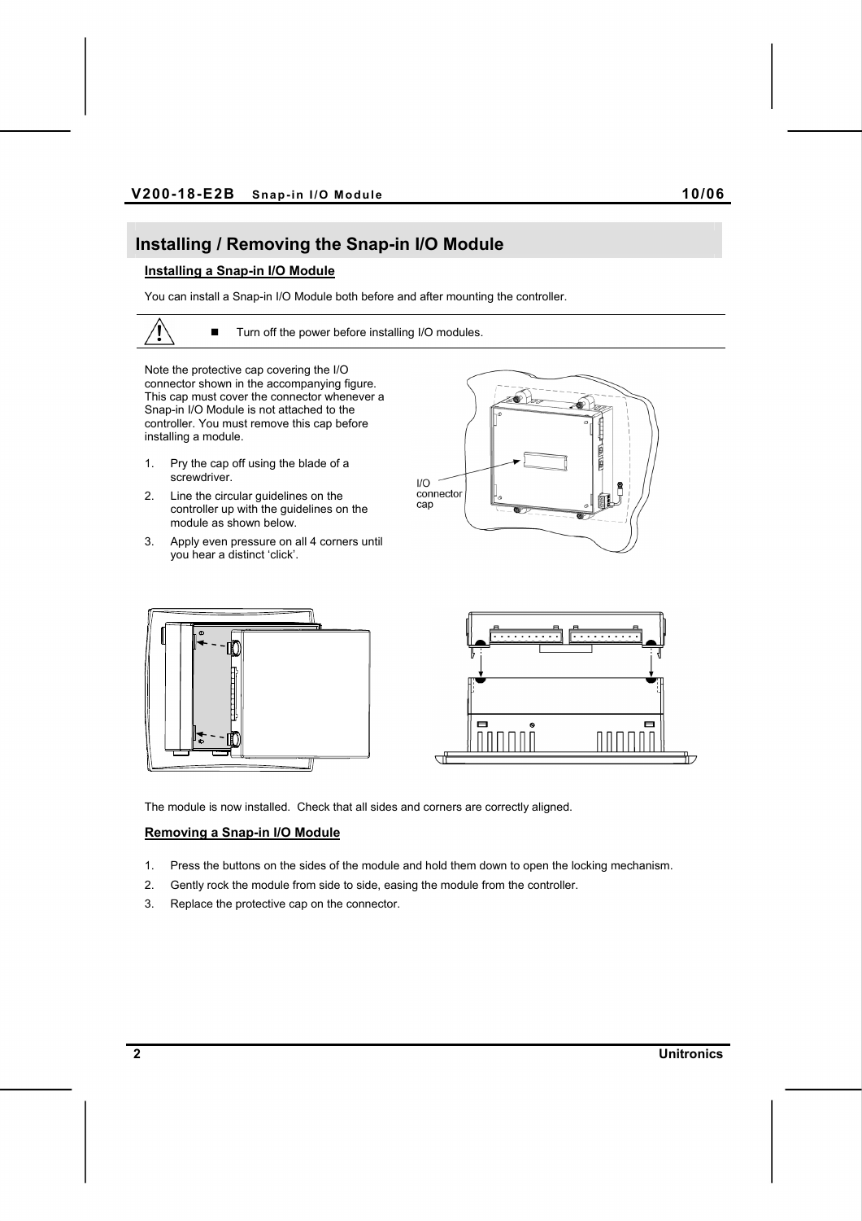## Installing / Removing the Snap-in I/O Module

### Installing a Snap-in I/O Module

You can install a Snap-in I/O Module both before and after mounting the controller.

- Turn off the power before installing I/O modules.

Note the protective cap covering the I/O connector shown in the accompanying figure. This cap must cover the connector whenever a Snap-in I/O Module is not attached to the controller. You must remove this cap before installing a module.

1. Pry the cap off using the blade of a screwdriver.
2. Line the circular guidelines on the controller up with the guidelines on the module as shown below.
3. Apply even pressure on all 4 corners until you hear a distinct 'click'.

I/O connector cap

The module is now installed. Check that all sides and corners are correctly aligned.

### Removing a Snap-in I/O Module

1. Press the buttons on the sides of the module and hold them down to open the locking mechanism.
2. Gently rock the module from side to side, easing the module from the controller.
3. Replace the protective cap on the connector.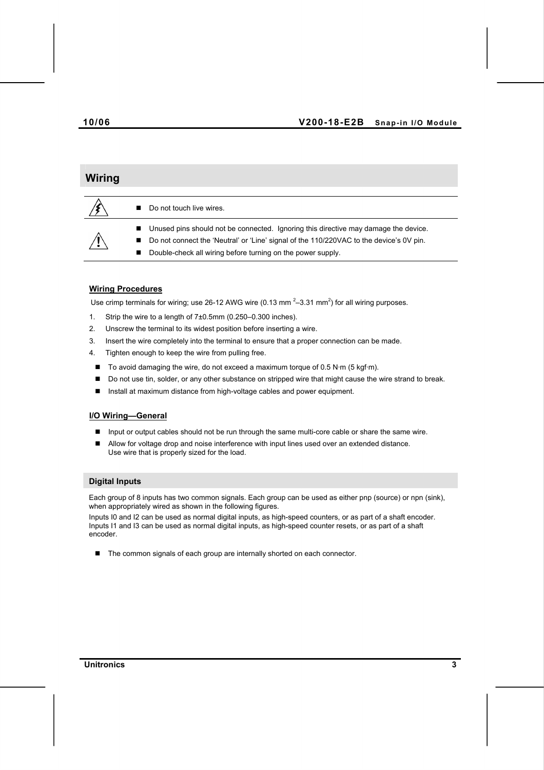## Wiring

| | |
|---|---|
| ⚡ | - Do not touch live wires. |
| ⚠ | - Unused pins should not be connected. Ignoring this directive may damage the device.<br>- Do not connect the 'Neutral' or 'Line' signal of the 110/220VAC to the device's 0V pin.<br>- Double-check all wiring before turning on the power supply. |

### Wiring Procedures

Use crimp terminals for wiring; use 26-12 AWG wire (0.13 mm $^2$–3.31 mm$^2$) for all wiring purposes.

1. Strip the wire to a length of 7±0.5mm (0.250–0.300 inches).
2. Unscrew the terminal to its widest position before inserting a wire.
3. Insert the wire completely into the terminal to ensure that a proper connection can be made.
4. Tighten enough to keep the wire from pulling free.

- To avoid damaging the wire, do not exceed a maximum torque of 0.5 N·m (5 kgf·m).
- Do not use tin, solder, or any other substance on stripped wire that might cause the wire strand to break.
- Install at maximum distance from high-voltage cables and power equipment.

### I/O Wiring—General

- Input or output cables should not be run through the same multi-core cable or share the same wire.
- Allow for voltage drop and noise interference with input lines used over an extended distance.
  Use wire that is properly sized for the load.

### Digital Inputs

Each group of 8 inputs has two common signals. Each group can be used as either pnp (source) or npn (sink), when appropriately wired as shown in the following figures.

Inputs I0 and I2 can be used as normal digital inputs, as high-speed counters, or as part of a shaft encoder. Inputs I1 and I3 can be used as normal digital inputs, as high-speed counter resets, or as part of a shaft encoder.

- The common signals of each group are internally shorted on each connector.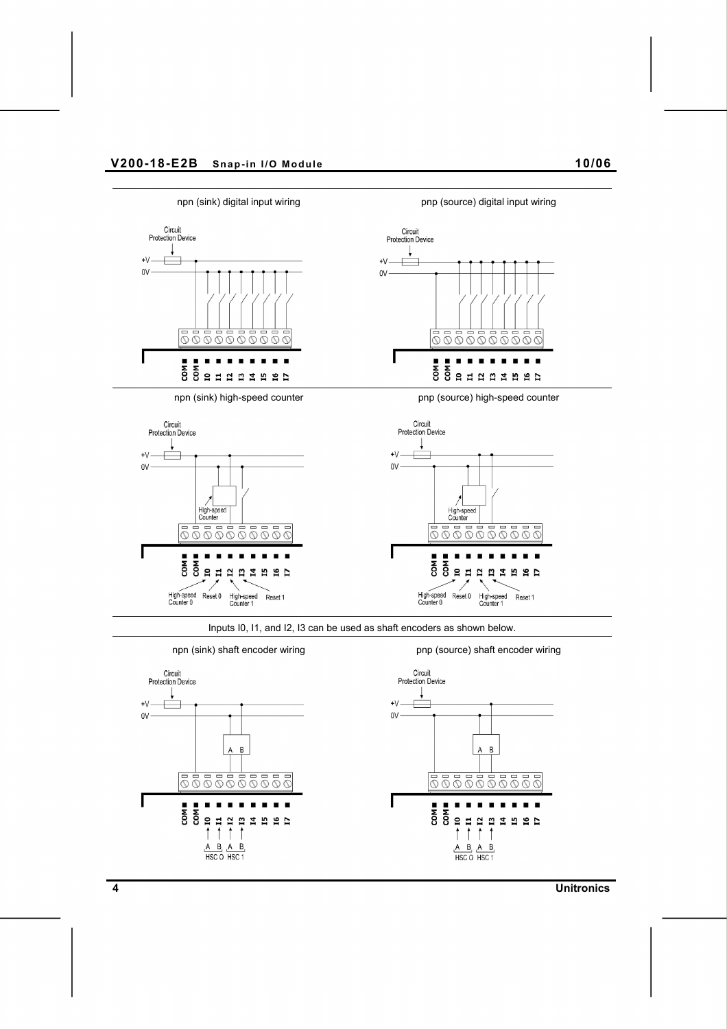npn (sink) digital input wiring

pnp (source) digital input wiring

npn (sink) high-speed counter

pnp (source) high-speed counter

Inputs I0, I1, and I2, I3 can be used as shaft encoders as shown below.

npn (sink) shaft encoder wiring

pnp (source) shaft encoder wiring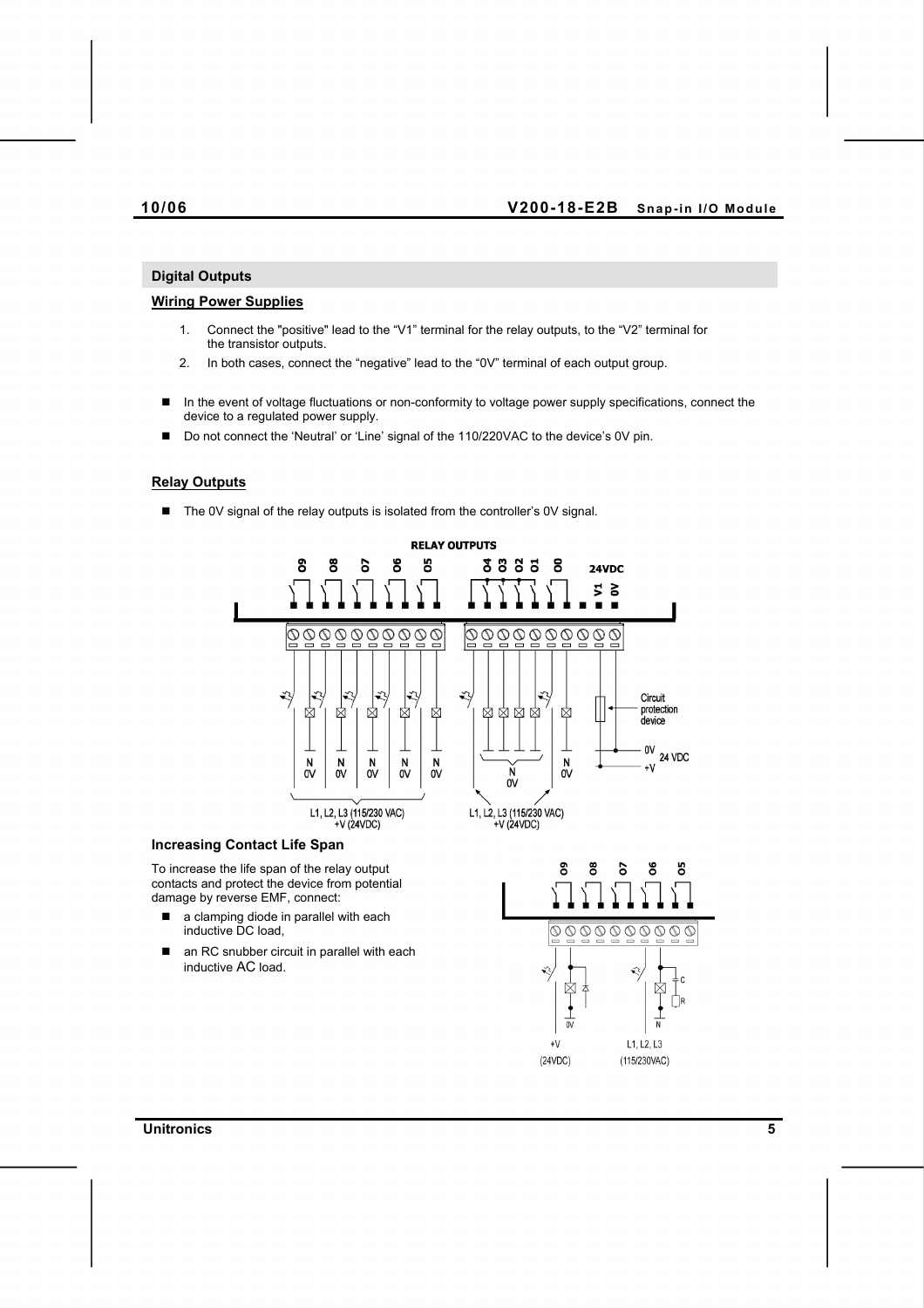## Digital Outputs

### Wiring Power Supplies

1. Connect the "positive" lead to the “V1” terminal for the relay outputs, to the “V2” terminal for the transistor outputs.
2. In both cases, connect the “negative” lead to the “0V” terminal of each output group.

- In the event of voltage fluctuations or non-conformity to voltage power supply specifications, connect the device to a regulated power supply.
- Do not connect the ‘Neutral’ or ‘Line’ signal of the 110/220VAC to the device’s 0V pin.

### Relay Outputs

- The 0V signal of the relay outputs is isolated from the controller’s 0V signal.

### Increasing Contact Life Span

To increase the life span of the relay output contacts and protect the device from potential damage by reverse EMF, connect:

- a clamping diode in parallel with each inductive DC load,
- an RC snubber circuit in parallel with each inductive AC load.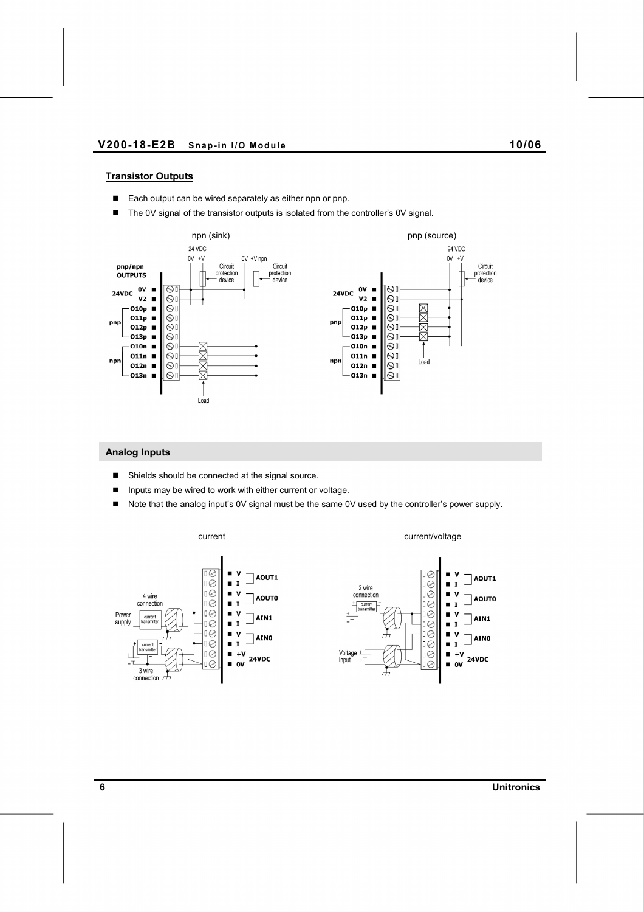## Transistor Outputs

- Each output can be wired separately as either npn or pnp.
- The 0V signal of the transistor outputs is isolated from the controller's 0V signal.

## Analog Inputs

- Shields should be connected at the signal source.
- Inputs may be wired to work with either current or voltage.
- Note that the analog input's 0V signal must be the same 0V used by the controller's power supply.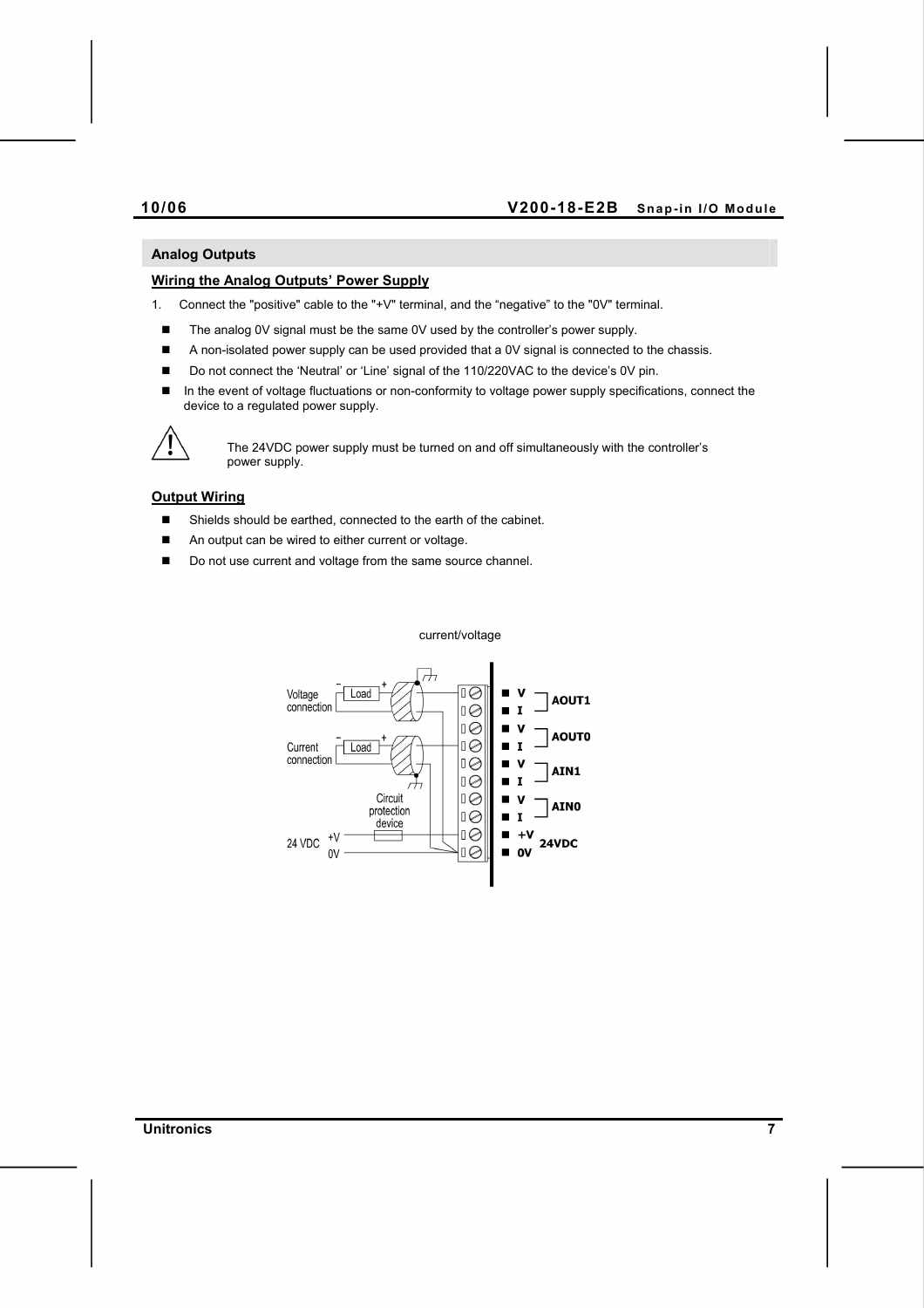## Analog Outputs

### Wiring the Analog Outputs' Power Supply

1. Connect the "positive" cable to the "+V" terminal, and the “negative” to the "0V" terminal.

- The analog 0V signal must be the same 0V used by the controller's power supply.
- A non-isolated power supply can be used provided that a 0V signal is connected to the chassis.
- Do not connect the ‘Neutral’ or ‘Line’ signal of the 110/220VAC to the device's 0V pin.
- In the event of voltage fluctuations or non-conformity to voltage power supply specifications, connect the device to a regulated power supply.

> ⚠ The 24VDC power supply must be turned on and off simultaneously with the controller's power supply.

### Output Wiring

- Shields should be earthed, connected to the earth of the cabinet.
- An output can be wired to either current or voltage.
- Do not use current and voltage from the same source channel.

current/voltage

Voltage connection — Load (– +)

Current connection — Load (– +)

Circuit protection device

24 VDC +V 0V

| Terminal | Signal |
|---|---|
| V | AOUT1 |
| I | AOUT1 |
| V | AOUT0 |
| I | AOUT0 |
| V | AIN1 |
| I | AIN1 |
| V | AIN0 |
| I | AIN0 |
| +V | 24VDC |
| 0V | 24VDC |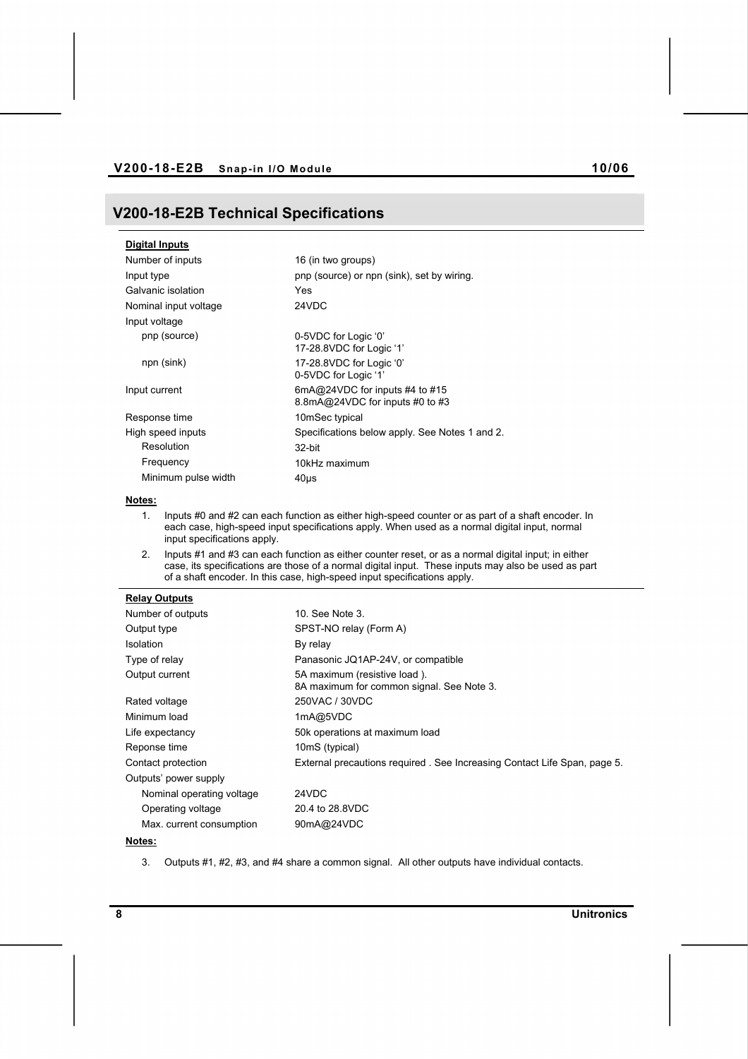## V200-18-E2B Technical Specifications

**Digital Inputs**

| | |
|---|---|
| Number of inputs | 16 (in two groups) |
| Input type | pnp (source) or npn (sink), set by wiring. |
| Galvanic isolation | Yes |
| Nominal input voltage | 24VDC |
| Input voltage | |
| pnp (source) | 0-5VDC for Logic '0'<br>17-28.8VDC for Logic '1' |
| npn (sink) | 17-28.8VDC for Logic '0'<br>0-5VDC for Logic '1' |
| Input current | 6mA@24VDC for inputs #4 to #15<br>8.8mA@24VDC for inputs #0 to #3 |
| Response time | 10mSec typical |
| High speed inputs | Specifications below apply. See Notes 1 and 2. |
| Resolution | 32-bit |
| Frequency | 10kHz maximum |
| Minimum pulse width | 40μs |

**Notes:**

1. Inputs #0 and #2 can each function as either high-speed counter or as part of a shaft encoder. In each case, high-speed input specifications apply. When used as a normal digital input, normal input specifications apply.
2. Inputs #1 and #3 can each function as either counter reset, or as a normal digital input; in either case, its specifications are those of a normal digital input. These inputs may also be used as part of a shaft encoder. In this case, high-speed input specifications apply.

**Relay Outputs**

| | |
|---|---|
| Number of outputs | 10. See Note 3. |
| Output type | SPST-NO relay (Form A) |
| Isolation | By relay |
| Type of relay | Panasonic JQ1AP-24V, or compatible |
| Output current | 5A maximum (resistive load ).<br>8A maximum for common signal. See Note 3. |
| Rated voltage | 250VAC / 30VDC |
| Minimum load | 1mA@5VDC |
| Life expectancy | 50k operations at maximum load |
| Reponse time | 10mS (typical) |
| Contact protection | External precautions required . See Increasing Contact Life Span, page 5. |
| Outputs' power supply | |
| Nominal operating voltage | 24VDC |
| Operating voltage | 20.4 to 28.8VDC |
| Max. current consumption | 90mA@24VDC |

**Notes:**

3. Outputs #1, #2, #3, and #4 share a common signal. All other outputs have individual contacts.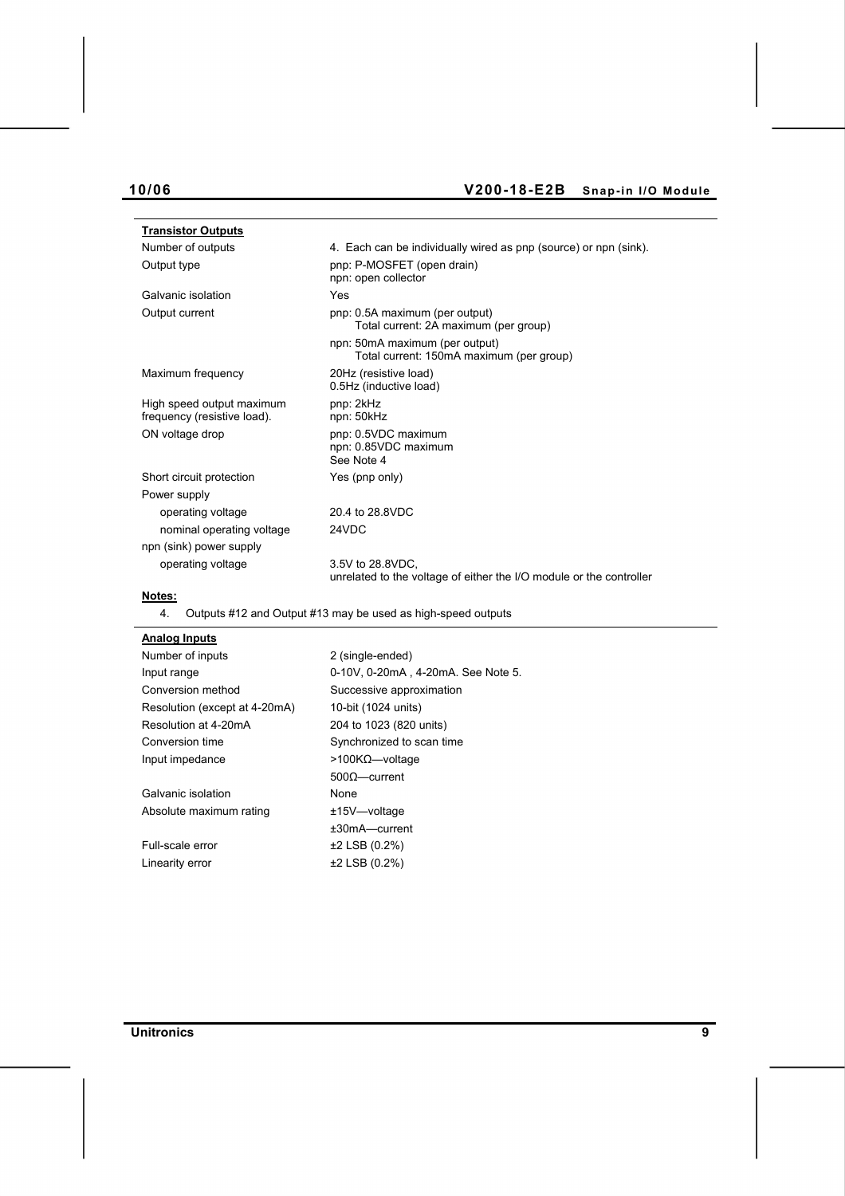| **Transistor Outputs** | |
|---|---|
| Number of outputs | 4. Each can be individually wired as pnp (source) or npn (sink). |
| Output type | pnp: P-MOSFET (open drain)<br>npn: open collector |
| Galvanic isolation | Yes |
| Output current | pnp: 0.5A maximum (per output)<br>Total current: 2A maximum (per group)<br>npn: 50mA maximum (per output)<br>Total current: 150mA maximum (per group) |
| Maximum frequency | 20Hz (resistive load)<br>0.5Hz (inductive load) |
| High speed output maximum frequency (resistive load). | pnp: 2kHz<br>npn: 50kHz |
| ON voltage drop | pnp: 0.5VDC maximum<br>npn: 0.85VDC maximum<br>See Note 4 |
| Short circuit protection | Yes (pnp only) |
| Power supply | |
| operating voltage | 20.4 to 28.8VDC |
| nominal operating voltage | 24VDC |
| npn (sink) power supply | |
| operating voltage | 3.5V to 28.8VDC,<br>unrelated to the voltage of either the I/O module or the controller |

**Notes:**

4. Outputs #12 and Output #13 may be used as high-speed outputs

| **Analog Inputs** | |
|---|---|
| Number of inputs | 2 (single-ended) |
| Input range | 0-10V, 0-20mA , 4-20mA. See Note 5. |
| Conversion method | Successive approximation |
| Resolution (except at 4-20mA) | 10-bit (1024 units) |
| Resolution at 4-20mA | 204 to 1023 (820 units) |
| Conversion time | Synchronized to scan time |
| Input impedance | >100KΩ—voltage<br>500Ω—current |
| Galvanic isolation | None |
| Absolute maximum rating | ±15V—voltage<br>±30mA—current |
| Full-scale error | ±2 LSB (0.2%) |
| Linearity error | ±2 LSB (0.2%) |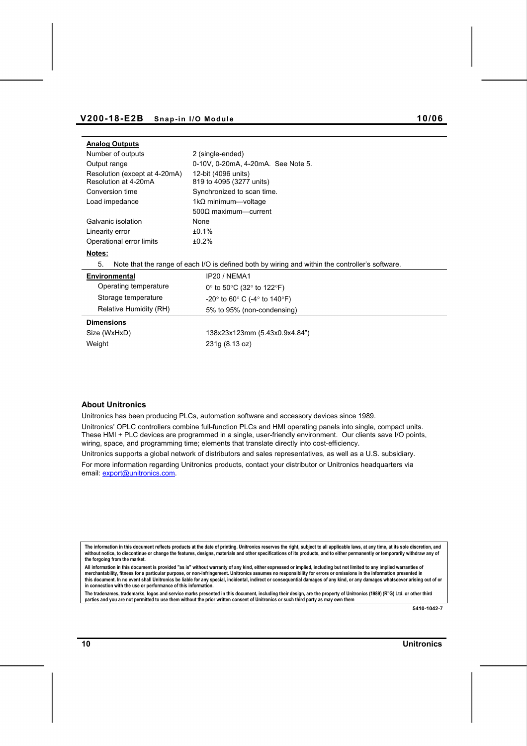| | |
|---|---|
| **Analog Outputs** | |
| Number of outputs | 2 (single-ended) |
| Output range | 0-10V, 0-20mA, 4-20mA. See Note 5. |
| Resolution (except at 4-20mA)<br>Resolution at 4-20mA | 12-bit (4096 units)<br>819 to 4095 (3277 units) |
| Conversion time | Synchronized to scan time. |
| Load impedance | 1kΩ minimum—voltage<br>500Ω maximum—current |
| Galvanic isolation | None |
| Linearity error | ±0.1% |
| Operational error limits | ±0.2% |

**Notes:**

5. Note that the range of each I/O is defined both by wiring and within the controller's software.

| | |
|---|---|
| **Environmental** | IP20 / NEMA1 |
| Operating temperature | 0° to 50°C (32° to 122°F) |
| Storage temperature | -20° to 60° C (-4° to 140°F) |
| Relative Humidity (RH) | 5% to 95% (non-condensing) |

| | |
|---|---|
| **Dimensions** | |
| Size (WxHxD) | 138x23x123mm (5.43x0.9x4.84") |
| Weight | 231g (8.13 oz) |

### About Unitronics

Unitronics has been producing PLCs, automation software and accessory devices since 1989.

Unitronics' OPLC controllers combine full-function PLCs and HMI operating panels into single, compact units. These HMI + PLC devices are programmed in a single, user-friendly environment. Our clients save I/O points, wiring, space, and programming time; elements that translate directly into cost-efficiency.

Unitronics supports a global network of distributors and sales representatives, as well as a U.S. subsidiary.

For more information regarding Unitronics products, contact your distributor or Unitronics headquarters via email: export@unitronics.com.

**The information in this document reflects products at the date of printing. Unitronics reserves the right, subject to all applicable laws, at any time, at its sole discretion, and without notice, to discontinue or change the features, designs, materials and other specifications of its products, and to either permanently or temporarily withdraw any of the forgoing from the market.**

**All information in this document is provided "as is" without warranty of any kind, either expressed or implied, including but not limited to any implied warranties of merchantability, fitness for a particular purpose, or non-infringement. Unitronics assumes no responsibility for errors or omissions in the information presented in this document. In no event shall Unitronics be liable for any special, incidental, indirect or consequential damages of any kind, or any damages whatsoever arising out of or in connection with the use or performance of this information.**

**The tradenames, trademarks, logos and service marks presented in this document, including their design, are the property of Unitronics (1989) (R"G) Ltd. or other third parties and you are not permitted to use them without the prior written consent of Unitronics or such third party as may own them**

5410-1042-7